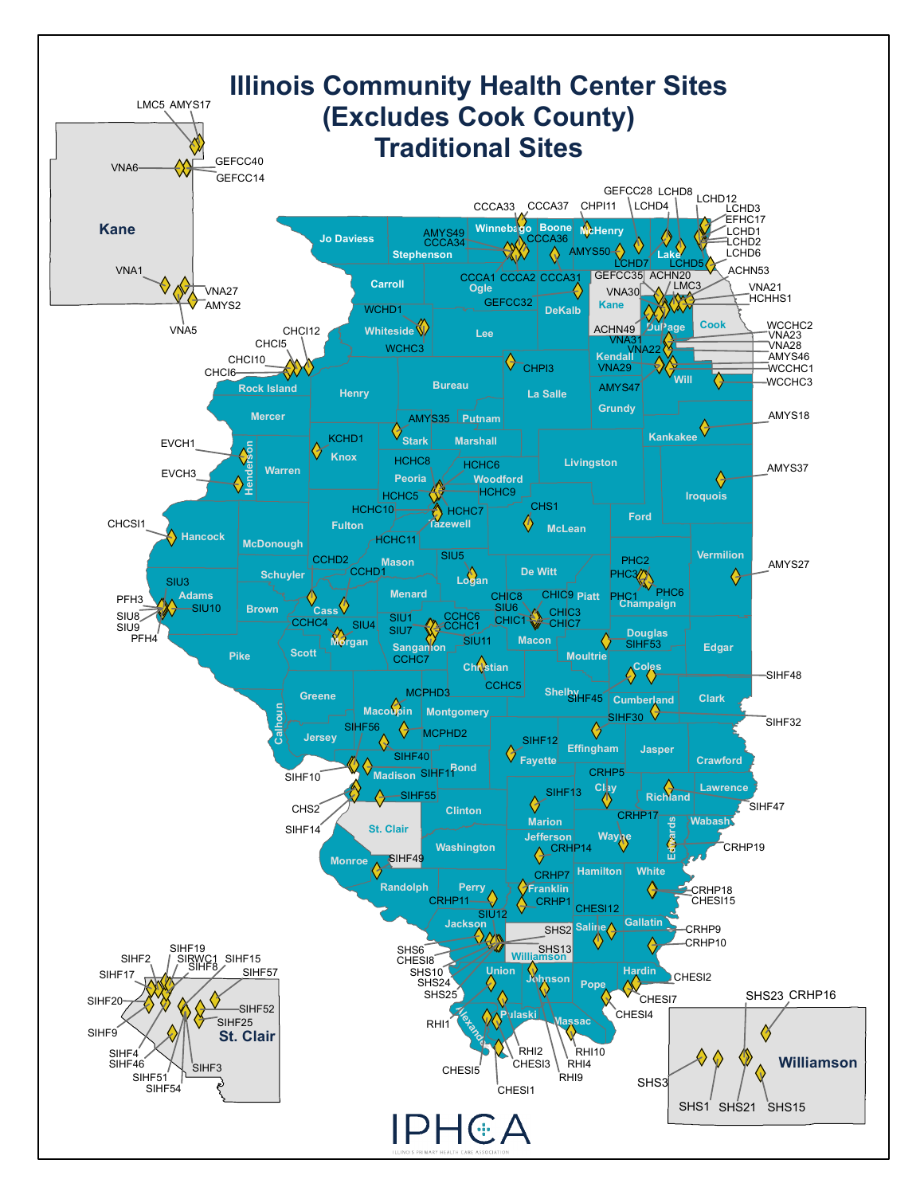# Illinois Community Health Center Sites
## (Excludes Cook County)
## Traditional Sites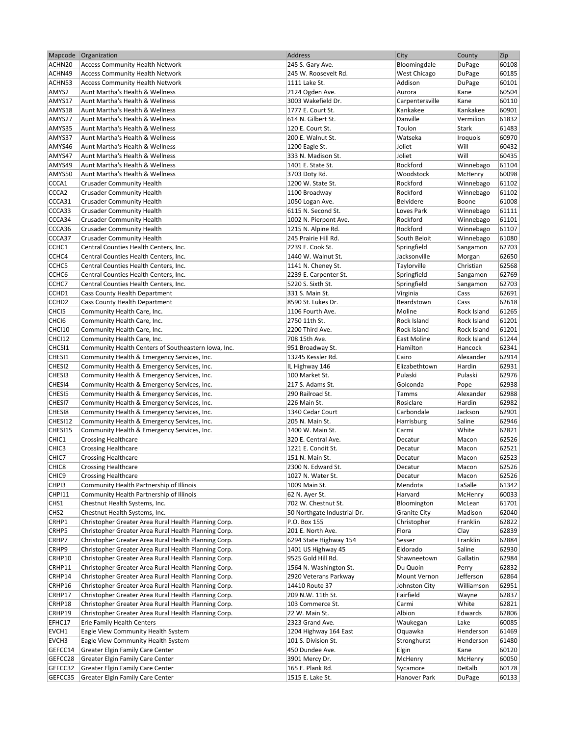| Mapcode | Organization | Address | City | County | Zip |
|---|---|---|---|---|---|
| ACHN20 | Access Community Health Network | 245 S. Gary Ave. | Bloomingdale | DuPage | 60108 |
| ACHN49 | Access Community Health Network | 245 W. Roosevelt Rd. | West Chicago | DuPage | 60185 |
| ACHN53 | Access Community Health Network | 1111 Lake St. | Addison | DuPage | 60101 |
| AMYS2 | Aunt Martha's Health & Wellness | 2124 Ogden Ave. | Aurora | Kane | 60504 |
| AMYS17 | Aunt Martha's Health & Wellness | 3003 Wakefield Dr. | Carpentersville | Kane | 60110 |
| AMYS18 | Aunt Martha's Health & Wellness | 1777 E. Court St. | Kankakee | Kankakee | 60901 |
| AMYS27 | Aunt Martha's Health & Wellness | 614 N. Gilbert St. | Danville | Vermilion | 61832 |
| AMYS35 | Aunt Martha's Health & Wellness | 120 E. Court St. | Toulon | Stark | 61483 |
| AMYS37 | Aunt Martha's Health & Wellness | 200 E. Walnut St. | Watseka | Iroquois | 60970 |
| AMYS46 | Aunt Martha's Health & Wellness | 1200 Eagle St. | Joliet | Will | 60432 |
| AMYS47 | Aunt Martha's Health & Wellness | 333 N. Madison St. | Joliet | Will | 60435 |
| AMYS49 | Aunt Martha's Health & Wellness | 1401 E. State St. | Rockford | Winnebago | 61104 |
| AMYS50 | Aunt Martha's Health & Wellness | 3703 Doty Rd. | Woodstock | McHenry | 60098 |
| CCCA1 | Crusader Community Health | 1200 W. State St. | Rockford | Winnebago | 61102 |
| CCCA2 | Crusader Community Health | 1100 Broadway | Rockford | Winnebago | 61102 |
| CCCA31 | Crusader Community Health | 1050 Logan Ave. | Belvidere | Boone | 61008 |
| CCCA33 | Crusader Community Health | 6115 N. Second St. | Loves Park | Winnebago | 61111 |
| CCCA34 | Crusader Community Health | 1002 N. Pierpont Ave. | Rockford | Winnebago | 61101 |
| CCCA36 | Crusader Community Health | 1215 N. Alpine Rd. | Rockford | Winnebago | 61107 |
| CCCA37 | Crusader Community Health | 245 Prairie Hill Rd. | South Beloit | Winnebago | 61080 |
| CCHC1 | Central Counties Health Centers, Inc. | 2239 E. Cook St. | Springfield | Sangamon | 62703 |
| CCHC4 | Central Counties Health Centers, Inc. | 1440 W. Walnut St. | Jacksonville | Morgan | 62650 |
| CCHC5 | Central Counties Health Centers, Inc. | 1141 N. Cheney St. | Taylorville | Christian | 62568 |
| CCHC6 | Central Counties Health Centers, Inc. | 2239 E. Carpenter St. | Springfield | Sangamon | 62769 |
| CCHC7 | Central Counties Health Centers, Inc. | 5220 S. Sixth St. | Springfield | Sangamon | 62703 |
| CCHD1 | Cass County Health Department | 331 S. Main St. | Virginia | Cass | 62691 |
| CCHD2 | Cass County Health Department | 8590 St. Lukes Dr. | Beardstown | Cass | 62618 |
| CHCI5 | Community Health Care, Inc. | 1106 Fourth Ave. | Moline | Rock Island | 61265 |
| CHCI6 | Community Health Care, Inc. | 2750 11th St. | Rock Island | Rock Island | 61201 |
| CHCI10 | Community Health Care, Inc. | 2200 Third Ave. | Rock Island | Rock Island | 61201 |
| CHCI12 | Community Health Care, Inc. | 708 15th Ave. | East Moline | Rock Island | 61244 |
| CHCSI1 | Community Health Centers of Southeastern Iowa, Inc. | 951 Broadway St. | Hamilton | Hancock | 62341 |
| CHESI1 | Community Health & Emergency Services, Inc. | 13245 Kessler Rd. | Cairo | Alexander | 62914 |
| CHESI2 | Community Health & Emergency Services, Inc. | IL Highway 146 | Elizabethtown | Hardin | 62931 |
| CHESI3 | Community Health & Emergency Services, Inc. | 100 Market St. | Pulaski | Pulaski | 62976 |
| CHESI4 | Community Health & Emergency Services, Inc. | 217 S. Adams St. | Golconda | Pope | 62938 |
| CHESI5 | Community Health & Emergency Services, Inc. | 290 Railroad St. | Tamms | Alexander | 62988 |
| CHESI7 | Community Health & Emergency Services, Inc. | 226 Main St. | Rosiclare | Hardin | 62982 |
| CHESI8 | Community Health & Emergency Services, Inc. | 1340 Cedar Court | Carbondale | Jackson | 62901 |
| CHESI12 | Community Health & Emergency Services, Inc. | 205 N. Main St. | Harrisburg | Saline | 62946 |
| CHESI15 | Community Health & Emergency Services, Inc. | 1400 W. Main St. | Carmi | White | 62821 |
| CHIC1 | Crossing Healthcare | 320 E. Central Ave. | Decatur | Macon | 62526 |
| CHIC3 | Crossing Healthcare | 1221 E. Condit St. | Decatur | Macon | 62521 |
| CHIC7 | Crossing Healthcare | 151 N. Main St. | Decatur | Macon | 62523 |
| CHIC8 | Crossing Healthcare | 2300 N. Edward St. | Decatur | Macon | 62526 |
| CHIC9 | Crossing Healthcare | 1027 N. Water St. | Decatur | Macon | 62526 |
| CHPI3 | Community Health Partnership of Illinois | 1009 Main St. | Mendota | LaSalle | 61342 |
| CHPI11 | Community Health Partnership of Illinois | 62 N. Ayer St. | Harvard | McHenry | 60033 |
| CHS1 | Chestnut Health Systems, Inc. | 702 W. Chestnut St. | Bloomington | McLean | 61701 |
| CHS2 | Chestnut Health Systems, Inc. | 50 Northgate Industrial Dr. | Granite City | Madison | 62040 |
| CRHP1 | Christopher Greater Area Rural Health Planning Corp. | P.O. Box 155 | Christopher | Franklin | 62822 |
| CRHP5 | Christopher Greater Area Rural Health Planning Corp. | 201 E. North Ave. | Flora | Clay | 62839 |
| CRHP7 | Christopher Greater Area Rural Health Planning Corp. | 6294 State Highway 154 | Sesser | Franklin | 62884 |
| CRHP9 | Christopher Greater Area Rural Health Planning Corp. | 1401 US Highway 45 | Eldorado | Saline | 62930 |
| CRHP10 | Christopher Greater Area Rural Health Planning Corp. | 9525 Gold Hill Rd. | Shawneetown | Gallatin | 62984 |
| CRHP11 | Christopher Greater Area Rural Health Planning Corp. | 1564 N. Washington St. | Du Quoin | Perry | 62832 |
| CRHP14 | Christopher Greater Area Rural Health Planning Corp. | 2920 Veterans Parkway | Mount Vernon | Jefferson | 62864 |
| CRHP16 | Christopher Greater Area Rural Health Planning Corp. | 14410 Route 37 | Johnston City | Williamson | 62951 |
| CRHP17 | Christopher Greater Area Rural Health Planning Corp. | 209 N.W. 11th St. | Fairfield | Wayne | 62837 |
| CRHP18 | Christopher Greater Area Rural Health Planning Corp. | 103 Commerce St. | Carmi | White | 62821 |
| CRHP19 | Christopher Greater Area Rural Health Planning Corp. | 22 W. Main St. | Albion | Edwards | 62806 |
| EFHC17 | Erie Family Health Centers | 2323 Grand Ave. | Waukegan | Lake | 60085 |
| EVCH1 | Eagle View Community Health System | 1204 Highway 164 East | Oquawka | Henderson | 61469 |
| EVCH3 | Eagle View Community Health System | 101 S. Division St. | Stronghurst | Henderson | 61480 |
| GEFCC14 | Greater Elgin Family Care Center | 450 Dundee Ave. | Elgin | Kane | 60120 |
| GEFCC28 | Greater Elgin Family Care Center | 3901 Mercy Dr. | McHenry | McHenry | 60050 |
| GEFCC32 | Greater Elgin Family Care Center | 165 E. Plank Rd. | Sycamore | DeKalb | 60178 |
| GEFCC35 | Greater Elgin Family Care Center | 1515 E. Lake St. | Hanover Park | DuPage | 60133 |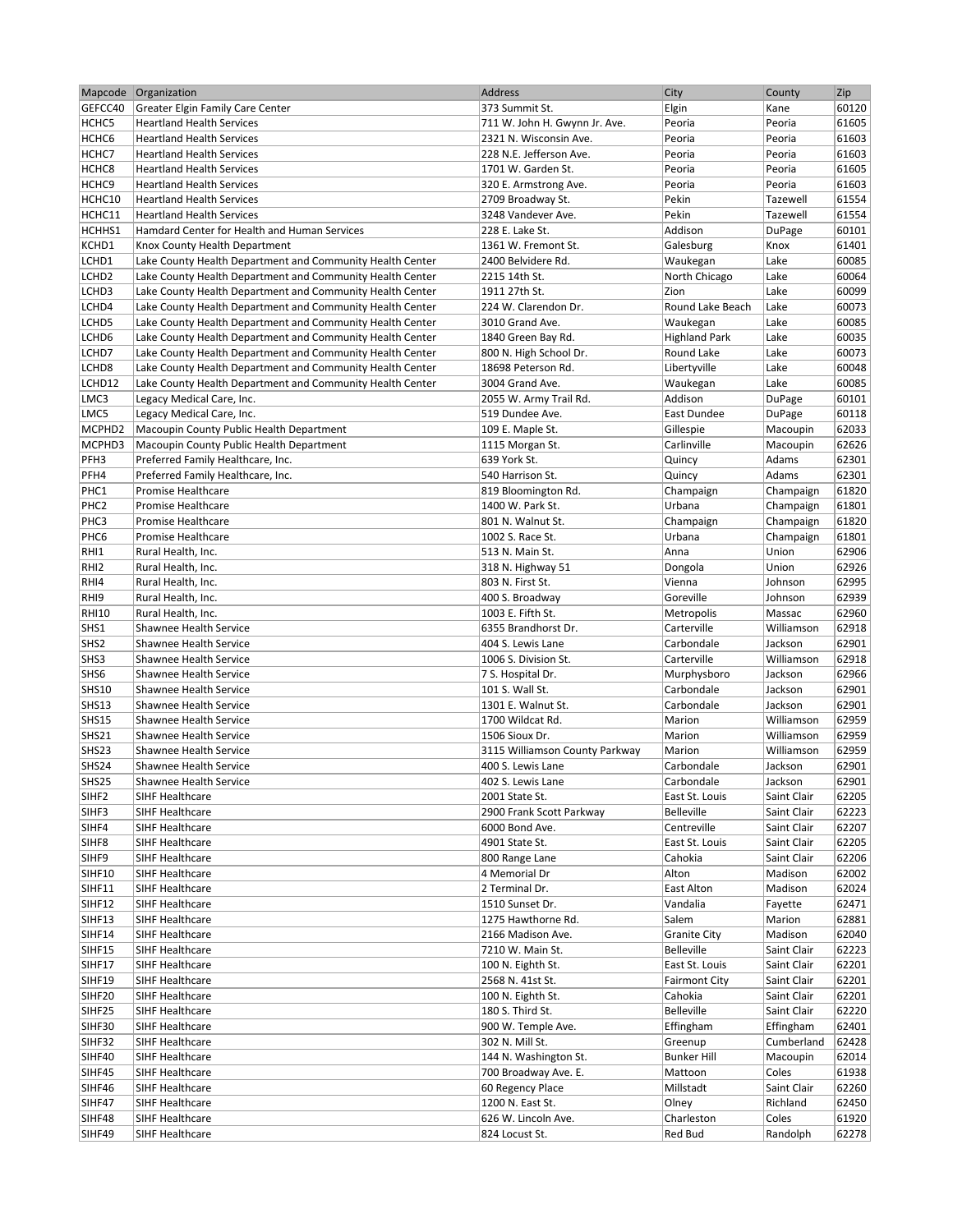| Mapcode | Organization | Address | City | County | Zip |
|---|---|---|---|---|---|
| GEFCC40 | Greater Elgin Family Care Center | 373 Summit St. | Elgin | Kane | 60120 |
| HCHC5 | Heartland Health Services | 711 W. John H. Gwynn Jr. Ave. | Peoria | Peoria | 61605 |
| HCHC6 | Heartland Health Services | 2321 N. Wisconsin Ave. | Peoria | Peoria | 61603 |
| HCHC7 | Heartland Health Services | 228 N.E. Jefferson Ave. | Peoria | Peoria | 61603 |
| HCHC8 | Heartland Health Services | 1701 W. Garden St. | Peoria | Peoria | 61605 |
| HCHC9 | Heartland Health Services | 320 E. Armstrong Ave. | Peoria | Peoria | 61603 |
| HCHC10 | Heartland Health Services | 2709 Broadway St. | Pekin | Tazewell | 61554 |
| HCHC11 | Heartland Health Services | 3248 Vandever Ave. | Pekin | Tazewell | 61554 |
| HCHHS1 | Hamdard Center for Health and Human Services | 228 E. Lake St. | Addison | DuPage | 60101 |
| KCHD1 | Knox County Health Department | 1361 W. Fremont St. | Galesburg | Knox | 61401 |
| LCHD1 | Lake County Health Department and Community Health Center | 2400 Belvidere Rd. | Waukegan | Lake | 60085 |
| LCHD2 | Lake County Health Department and Community Health Center | 2215 14th St. | North Chicago | Lake | 60064 |
| LCHD3 | Lake County Health Department and Community Health Center | 1911 27th St. | Zion | Lake | 60099 |
| LCHD4 | Lake County Health Department and Community Health Center | 224 W. Clarendon Dr. | Round Lake Beach | Lake | 60073 |
| LCHD5 | Lake County Health Department and Community Health Center | 3010 Grand Ave. | Waukegan | Lake | 60085 |
| LCHD6 | Lake County Health Department and Community Health Center | 1840 Green Bay Rd. | Highland Park | Lake | 60035 |
| LCHD7 | Lake County Health Department and Community Health Center | 800 N. High School Dr. | Round Lake | Lake | 60073 |
| LCHD8 | Lake County Health Department and Community Health Center | 18698 Peterson Rd. | Libertyville | Lake | 60048 |
| LCHD12 | Lake County Health Department and Community Health Center | 3004 Grand Ave. | Waukegan | Lake | 60085 |
| LMC3 | Legacy Medical Care, Inc. | 2055 W. Army Trail Rd. | Addison | DuPage | 60101 |
| LMC5 | Legacy Medical Care, Inc. | 519 Dundee Ave. | East Dundee | DuPage | 60118 |
| MCPHD2 | Macoupin County Public Health Department | 109 E. Maple St. | Gillespie | Macoupin | 62033 |
| MCPHD3 | Macoupin County Public Health Department | 1115 Morgan St. | Carlinville | Macoupin | 62626 |
| PFH3 | Preferred Family Healthcare, Inc. | 639 York St. | Quincy | Adams | 62301 |
| PFH4 | Preferred Family Healthcare, Inc. | 540 Harrison St. | Quincy | Adams | 62301 |
| PHC1 | Promise Healthcare | 819 Bloomington Rd. | Champaign | Champaign | 61820 |
| PHC2 | Promise Healthcare | 1400 W. Park St. | Urbana | Champaign | 61801 |
| PHC3 | Promise Healthcare | 801 N. Walnut St. | Champaign | Champaign | 61820 |
| PHC6 | Promise Healthcare | 1002 S. Race St. | Urbana | Champaign | 61801 |
| RHI1 | Rural Health, Inc. | 513 N. Main St. | Anna | Union | 62906 |
| RHI2 | Rural Health, Inc. | 318 N. Highway 51 | Dongola | Union | 62926 |
| RHI4 | Rural Health, Inc. | 803 N. First St. | Vienna | Johnson | 62995 |
| RHI9 | Rural Health, Inc. | 400 S. Broadway | Goreville | Johnson | 62939 |
| RHI10 | Rural Health, Inc. | 1003 E. Fifth St. | Metropolis | Massac | 62960 |
| SHS1 | Shawnee Health Service | 6355 Brandhorst Dr. | Carterville | Williamson | 62918 |
| SHS2 | Shawnee Health Service | 404 S. Lewis Lane | Carbondale | Jackson | 62901 |
| SHS3 | Shawnee Health Service | 1006 S. Division St. | Carterville | Williamson | 62918 |
| SHS6 | Shawnee Health Service | 7 S. Hospital Dr. | Murphysboro | Jackson | 62966 |
| SHS10 | Shawnee Health Service | 101 S. Wall St. | Carbondale | Jackson | 62901 |
| SHS13 | Shawnee Health Service | 1301 E. Walnut St. | Carbondale | Jackson | 62901 |
| SHS15 | Shawnee Health Service | 1700 Wildcat Rd. | Marion | Williamson | 62959 |
| SHS21 | Shawnee Health Service | 1506 Sioux Dr. | Marion | Williamson | 62959 |
| SHS23 | Shawnee Health Service | 3115 Williamson County Parkway | Marion | Williamson | 62959 |
| SHS24 | Shawnee Health Service | 400 S. Lewis Lane | Carbondale | Jackson | 62901 |
| SHS25 | Shawnee Health Service | 402 S. Lewis Lane | Carbondale | Jackson | 62901 |
| SIHF2 | SIHF Healthcare | 2001 State St. | East St. Louis | Saint Clair | 62205 |
| SIHF3 | SIHF Healthcare | 2900 Frank Scott Parkway | Belleville | Saint Clair | 62223 |
| SIHF4 | SIHF Healthcare | 6000 Bond Ave. | Centreville | Saint Clair | 62207 |
| SIHF8 | SIHF Healthcare | 4901 State St. | East St. Louis | Saint Clair | 62205 |
| SIHF9 | SIHF Healthcare | 800 Range Lane | Cahokia | Saint Clair | 62206 |
| SIHF10 | SIHF Healthcare | 4 Memorial Dr | Alton | Madison | 62002 |
| SIHF11 | SIHF Healthcare | 2 Terminal Dr. | East Alton | Madison | 62024 |
| SIHF12 | SIHF Healthcare | 1510 Sunset Dr. | Vandalia | Fayette | 62471 |
| SIHF13 | SIHF Healthcare | 1275 Hawthorne Rd. | Salem | Marion | 62881 |
| SIHF14 | SIHF Healthcare | 2166 Madison Ave. | Granite City | Madison | 62040 |
| SIHF15 | SIHF Healthcare | 7210 W. Main St. | Belleville | Saint Clair | 62223 |
| SIHF17 | SIHF Healthcare | 100 N. Eighth St. | East St. Louis | Saint Clair | 62201 |
| SIHF19 | SIHF Healthcare | 2568 N. 41st St. | Fairmont City | Saint Clair | 62201 |
| SIHF20 | SIHF Healthcare | 100 N. Eighth St. | Cahokia | Saint Clair | 62201 |
| SIHF25 | SIHF Healthcare | 180 S. Third St. | Belleville | Saint Clair | 62220 |
| SIHF30 | SIHF Healthcare | 900 W. Temple Ave. | Effingham | Effingham | 62401 |
| SIHF32 | SIHF Healthcare | 302 N. Mill St. | Greenup | Cumberland | 62428 |
| SIHF40 | SIHF Healthcare | 144 N. Washington St. | Bunker Hill | Macoupin | 62014 |
| SIHF45 | SIHF Healthcare | 700 Broadway Ave. E. | Mattoon | Coles | 61938 |
| SIHF46 | SIHF Healthcare | 60 Regency Place | Millstadt | Saint Clair | 62260 |
| SIHF47 | SIHF Healthcare | 1200 N. East St. | Olney | Richland | 62450 |
| SIHF48 | SIHF Healthcare | 626 W. Lincoln Ave. | Charleston | Coles | 61920 |
| SIHF49 | SIHF Healthcare | 824 Locust St. | Red Bud | Randolph | 62278 |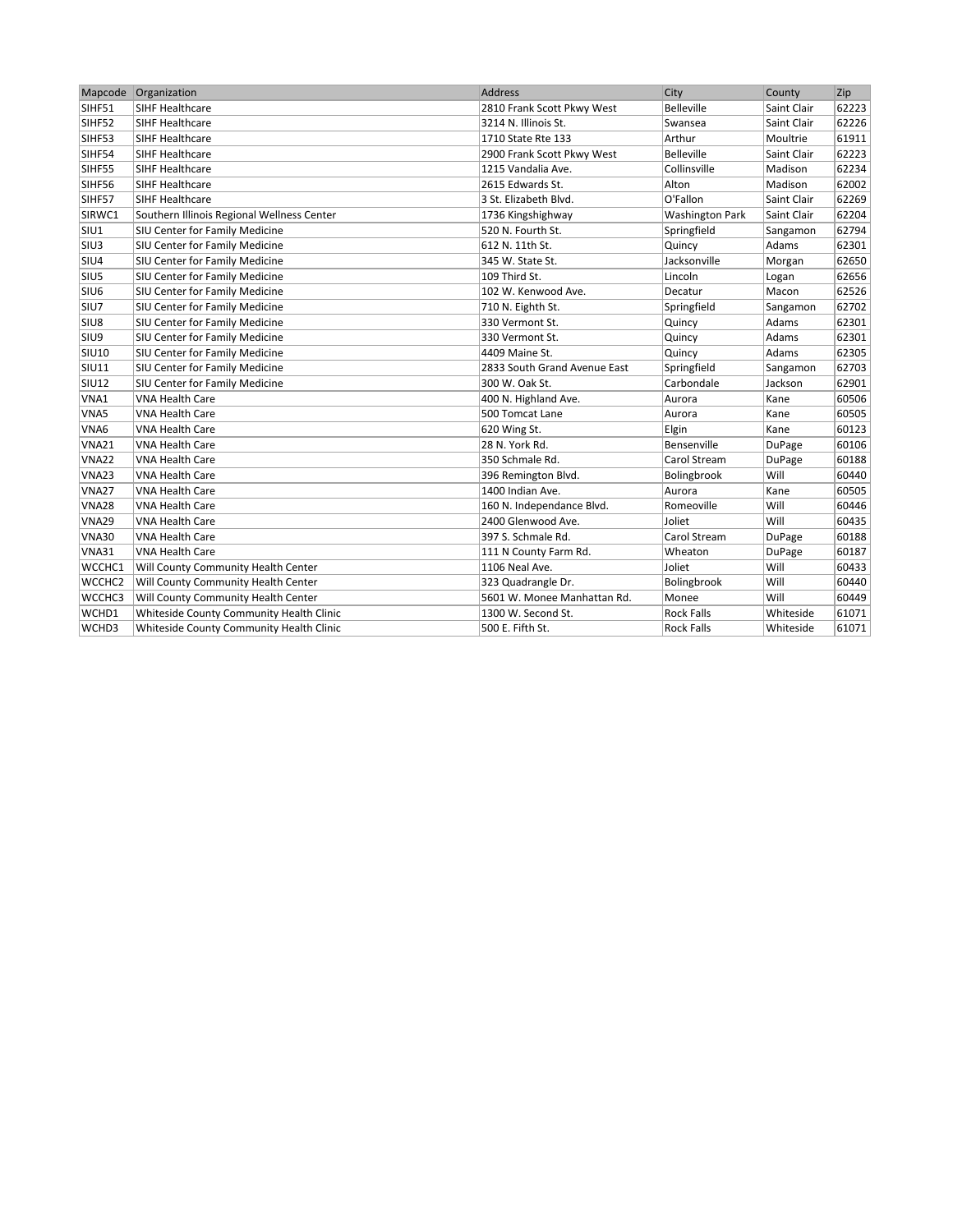| Mapcode | Organization | Address | City | County | Zip |
|---|---|---|---|---|---|
| SIHF51 | SIHF Healthcare | 2810 Frank Scott Pkwy West | Belleville | Saint Clair | 62223 |
| SIHF52 | SIHF Healthcare | 3214 N. Illinois St. | Swansea | Saint Clair | 62226 |
| SIHF53 | SIHF Healthcare | 1710 State Rte 133 | Arthur | Moultrie | 61911 |
| SIHF54 | SIHF Healthcare | 2900 Frank Scott Pkwy West | Belleville | Saint Clair | 62223 |
| SIHF55 | SIHF Healthcare | 1215 Vandalia Ave. | Collinsville | Madison | 62234 |
| SIHF56 | SIHF Healthcare | 2615 Edwards St. | Alton | Madison | 62002 |
| SIHF57 | SIHF Healthcare | 3 St. Elizabeth Blvd. | O'Fallon | Saint Clair | 62269 |
| SIRWC1 | Southern Illinois Regional Wellness Center | 1736 Kingshighway | Washington Park | Saint Clair | 62204 |
| SIU1 | SIU Center for Family Medicine | 520 N. Fourth St. | Springfield | Sangamon | 62794 |
| SIU3 | SIU Center for Family Medicine | 612 N. 11th St. | Quincy | Adams | 62301 |
| SIU4 | SIU Center for Family Medicine | 345 W. State St. | Jacksonville | Morgan | 62650 |
| SIU5 | SIU Center for Family Medicine | 109 Third St. | Lincoln | Logan | 62656 |
| SIU6 | SIU Center for Family Medicine | 102 W. Kenwood Ave. | Decatur | Macon | 62526 |
| SIU7 | SIU Center for Family Medicine | 710 N. Eighth St. | Springfield | Sangamon | 62702 |
| SIU8 | SIU Center for Family Medicine | 330 Vermont St. | Quincy | Adams | 62301 |
| SIU9 | SIU Center for Family Medicine | 330 Vermont St. | Quincy | Adams | 62301 |
| SIU10 | SIU Center for Family Medicine | 4409 Maine St. | Quincy | Adams | 62305 |
| SIU11 | SIU Center for Family Medicine | 2833 South Grand Avenue East | Springfield | Sangamon | 62703 |
| SIU12 | SIU Center for Family Medicine | 300 W. Oak St. | Carbondale | Jackson | 62901 |
| VNA1 | VNA Health Care | 400 N. Highland Ave. | Aurora | Kane | 60506 |
| VNA5 | VNA Health Care | 500 Tomcat Lane | Aurora | Kane | 60505 |
| VNA6 | VNA Health Care | 620 Wing St. | Elgin | Kane | 60123 |
| VNA21 | VNA Health Care | 28 N. York Rd. | Bensenville | DuPage | 60106 |
| VNA22 | VNA Health Care | 350 Schmale Rd. | Carol Stream | DuPage | 60188 |
| VNA23 | VNA Health Care | 396 Remington Blvd. | Bolingbrook | Will | 60440 |
| VNA27 | VNA Health Care | 1400 Indian Ave. | Aurora | Kane | 60505 |
| VNA28 | VNA Health Care | 160 N. Independance Blvd. | Romeoville | Will | 60446 |
| VNA29 | VNA Health Care | 2400 Glenwood Ave. | Joliet | Will | 60435 |
| VNA30 | VNA Health Care | 397 S. Schmale Rd. | Carol Stream | DuPage | 60188 |
| VNA31 | VNA Health Care | 111 N County Farm Rd. | Wheaton | DuPage | 60187 |
| WCCHC1 | Will County Community Health Center | 1106 Neal Ave. | Joliet | Will | 60433 |
| WCCHC2 | Will County Community Health Center | 323 Quadrangle Dr. | Bolingbrook | Will | 60440 |
| WCCHC3 | Will County Community Health Center | 5601 W. Monee Manhattan Rd. | Monee | Will | 60449 |
| WCHD1 | Whiteside County Community Health Clinic | 1300 W. Second St. | Rock Falls | Whiteside | 61071 |
| WCHD3 | Whiteside County Community Health Clinic | 500 E. Fifth St. | Rock Falls | Whiteside | 61071 |